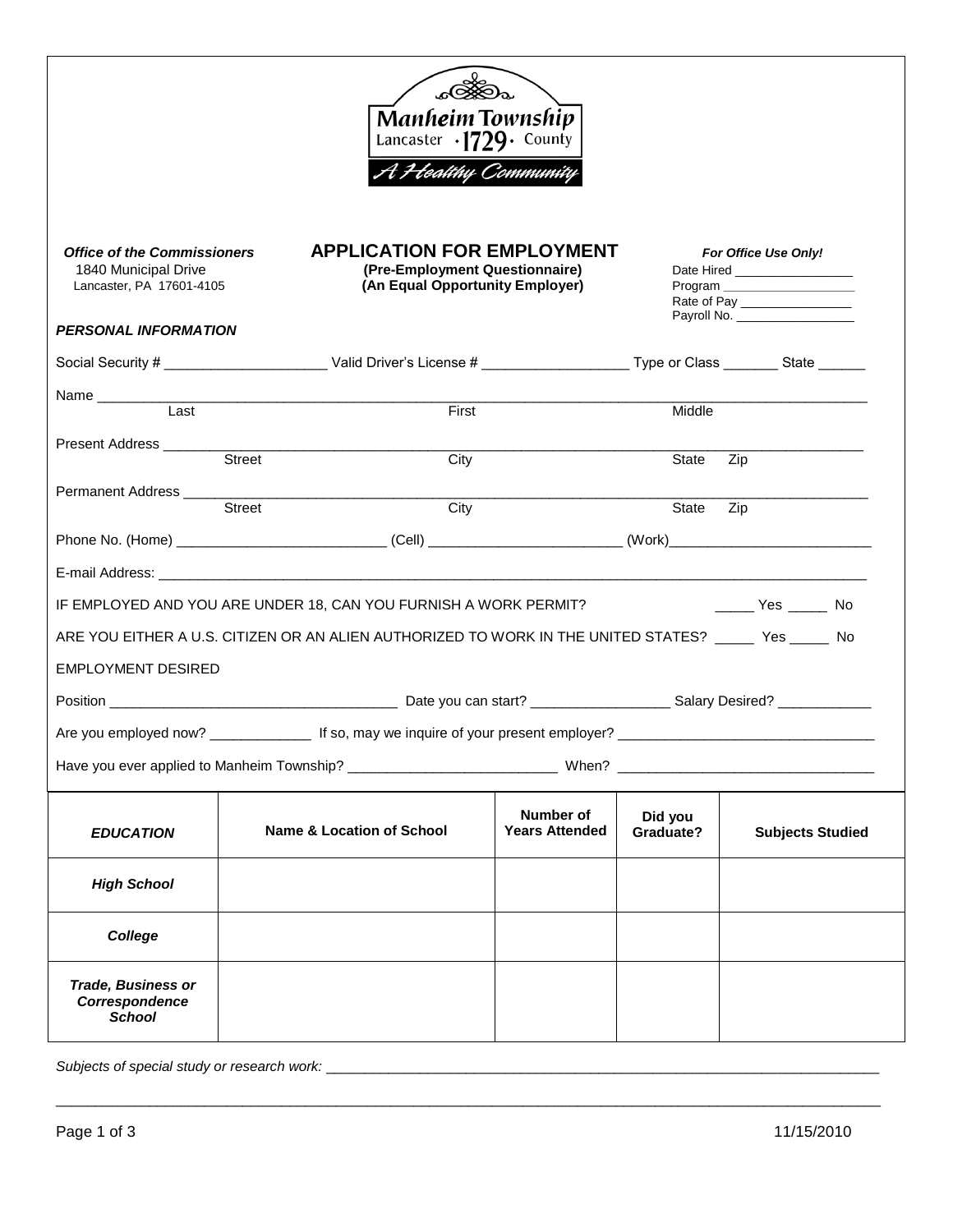**Manheim Township**
Lancaster · 1729 · County
*A Healthy Community*

***Office of the Commissioners***
1840 Municipal Drive
Lancaster, PA 17601-4105

# APPLICATION FOR EMPLOYMENT

**(Pre-Employment Questionnaire)**
**(An Equal Opportunity Employer)**

***For Office Use Only!***
Date Hired _________________
Program ___________________
Rate of Pay ________________
Payroll No. _________________

***PERSONAL INFORMATION***

Social Security # _____________________ Valid Driver's License # ___________________ Type or Class _______ State ______

Name ______________________________________________________________________________________________
Last First Middle

Present Address ______________________________________________________________________________________
Street City State Zip

Permanent Address ____________________________________________________________________________________
Street City State Zip

Phone No. (Home) ___________________________ (Cell) _________________________ (Work)__________________________

E-mail Address: _______________________________________________________________________________________

IF EMPLOYED AND YOU ARE UNDER 18, CAN YOU FURNISH A WORK PERMIT? _____ Yes _____ No

ARE YOU EITHER A U.S. CITIZEN OR AN ALIEN AUTHORIZED TO WORK IN THE UNITED STATES? _____ Yes _____ No

EMPLOYMENT DESIRED

Position _____________________________________ Date you can start? _________________ Salary Desired? ____________

Are you employed now? _____________ If so, may we inquire of your present employer? ________________________________

Have you ever applied to Manheim Township? __________________________ When? ________________________________

| ***EDUCATION*** | **Name & Location of School** | **Number of Years Attended** | **Did you Graduate?** | **Subjects Studied** |
|---|---|---|---|---|
| ***High School*** | | | | |
| ***College*** | | | | |
| ***Trade, Business or Correspondence School*** | | | | |

*Subjects of special study or research work:* ___________________________________________________________________________

_____________________________________________________________________________________________________

11/15/2010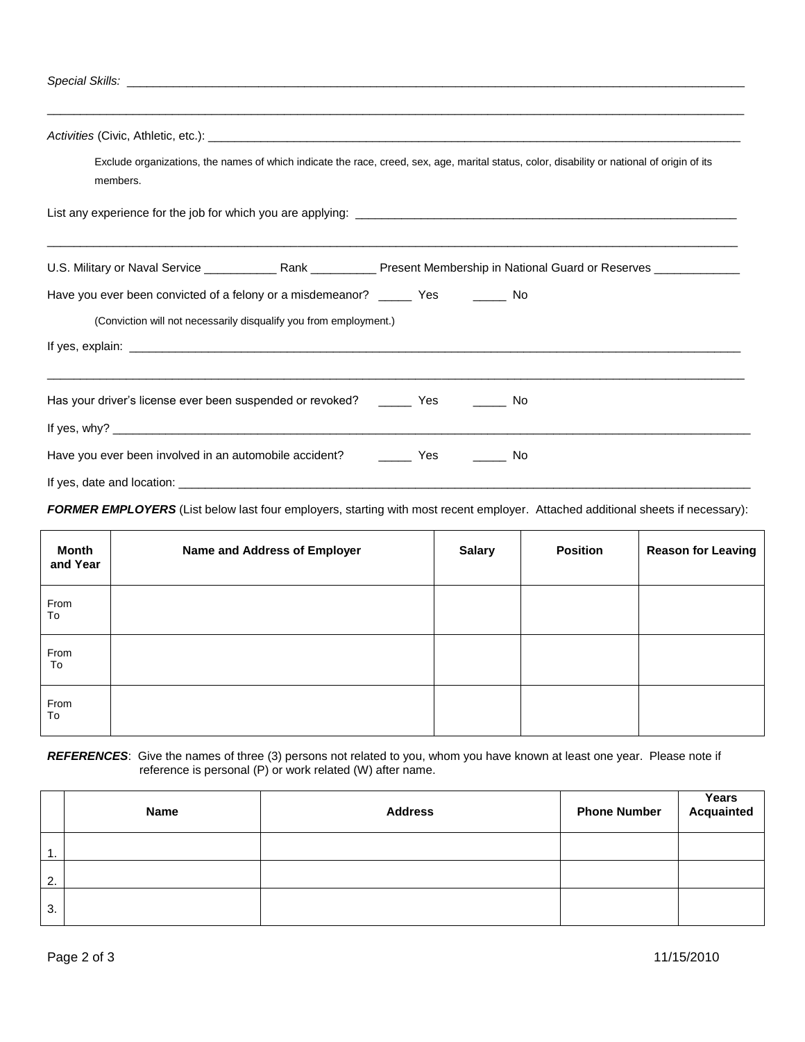*Special Skills:* ______________________________________________________________________________________________

______________________________________________________________________________________________________________

*Activities* (Civic, Athletic, etc.): ______________________________________________________________________________

Exclude organizations, the names of which indicate the race, creed, sex, age, marital status, color, disability or national of origin of its members.

List any experience for the job for which you are applying: ____________________________________________________________

______________________________________________________________________________________________________________

U.S. Military or Naval Service ___________ Rank __________ Present Membership in National Guard or Reserves _____________

Have you ever been convicted of a felony or a misdemeanor? _____ Yes _____ No

(Conviction will not necessarily disqualify you from employment.)

If yes, explain: _________________________________________________________________________________________

______________________________________________________________________________________________________________

Has your driver's license ever been suspended or revoked? _____ Yes _____ No

If yes, why? ___________________________________________________________________________________________

Have you ever been involved in an automobile accident? _____ Yes _____ No

If yes, date and location: __________________________________________________________________________________

***FORMER EMPLOYERS*** (List below last four employers, starting with most recent employer. Attached additional sheets if necessary):

| Month and Year | Name and Address of Employer | Salary | Position | Reason for Leaving |
|---|---|---|---|---|
| From<br>To | | | | |
| From<br>To | | | | |
| From<br>To | | | | |

***REFERENCES***: Give the names of three (3) persons not related to you, whom you have known at least one year. Please note if reference is personal (P) or work related (W) after name.

| | Name | Address | Phone Number | Years Acquainted |
|---|---|---|---|---|
| 1. | | | | |
| 2. | | | | |
| 3. | | | | |

11/15/2010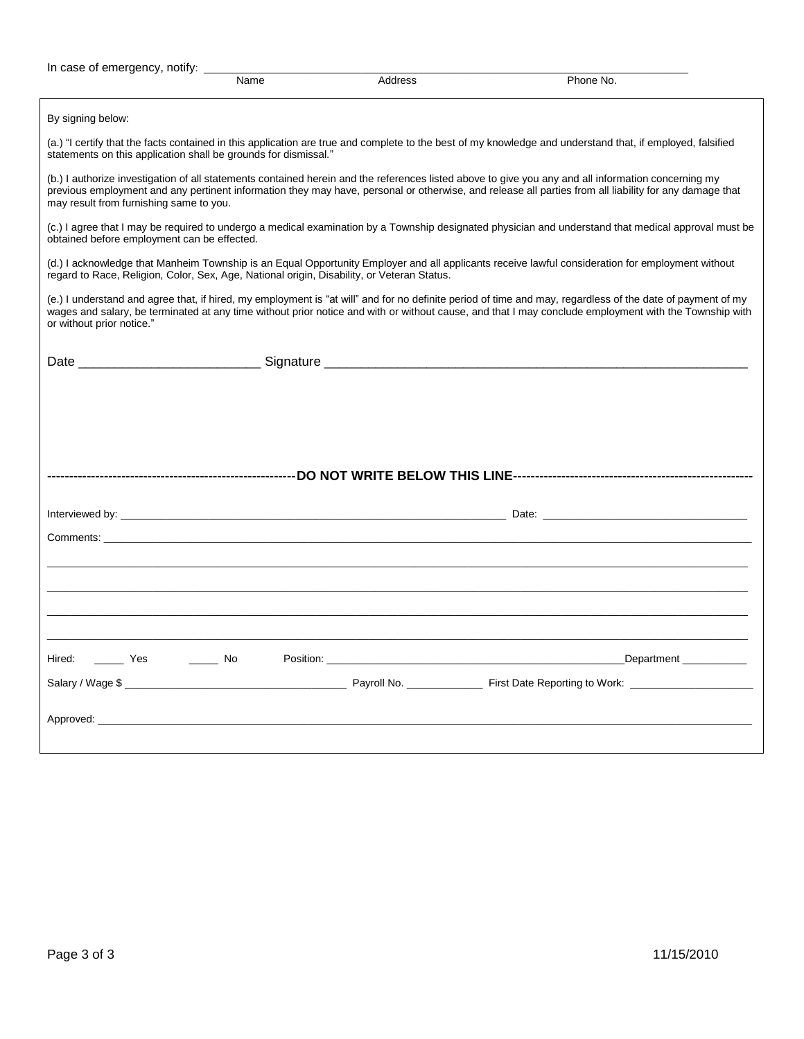In case of emergency, notify: ______________________________________________________________________________

Name Address Phone No.

By signing below:

(a.) "I certify that the facts contained in this application are true and complete to the best of my knowledge and understand that, if employed, falsified statements on this application shall be grounds for dismissal."

(b.) I authorize investigation of all statements contained herein and the references listed above to give you any and all information concerning my previous employment and any pertinent information they may have, personal or otherwise, and release all parties from all liability for any damage that may result from furnishing same to you.

(c.) I agree that I may be required to undergo a medical examination by a Township designated physician and understand that medical approval must be obtained before employment can be effected.

(d.) I acknowledge that Manheim Township is an Equal Opportunity Employer and all applicants receive lawful consideration for employment without regard to Race, Religion, Color, Sex, Age, National origin, Disability, or Veteran Status.

(e.) I understand and agree that, if hired, my employment is "at will" and for no definite period of time and may, regardless of the date of payment of my wages and salary, be terminated at any time without prior notice and with or without cause, and that I may conclude employment with the Township with or without prior notice."

Date ________________________ Signature ____________________________________________________________

---------------------------------------------------------DO NOT WRITE BELOW THIS LINE-----------------------------------------------------

Interviewed by: ____________________________________________________________ Date: ________________________________

Comments: ______________________________________________________________________________________________

__________________________________________________________________________________________________________

__________________________________________________________________________________________________________

__________________________________________________________________________________________________________

__________________________________________________________________________________________________________

Hired: _____ Yes _____ No Position: ________________________________________________Department __________

Salary / Wage $ ___________________________________ Payroll No. ____________ First Date Reporting to Work: ___________________

Approved: _______________________________________________________________________________________________

11/15/2010